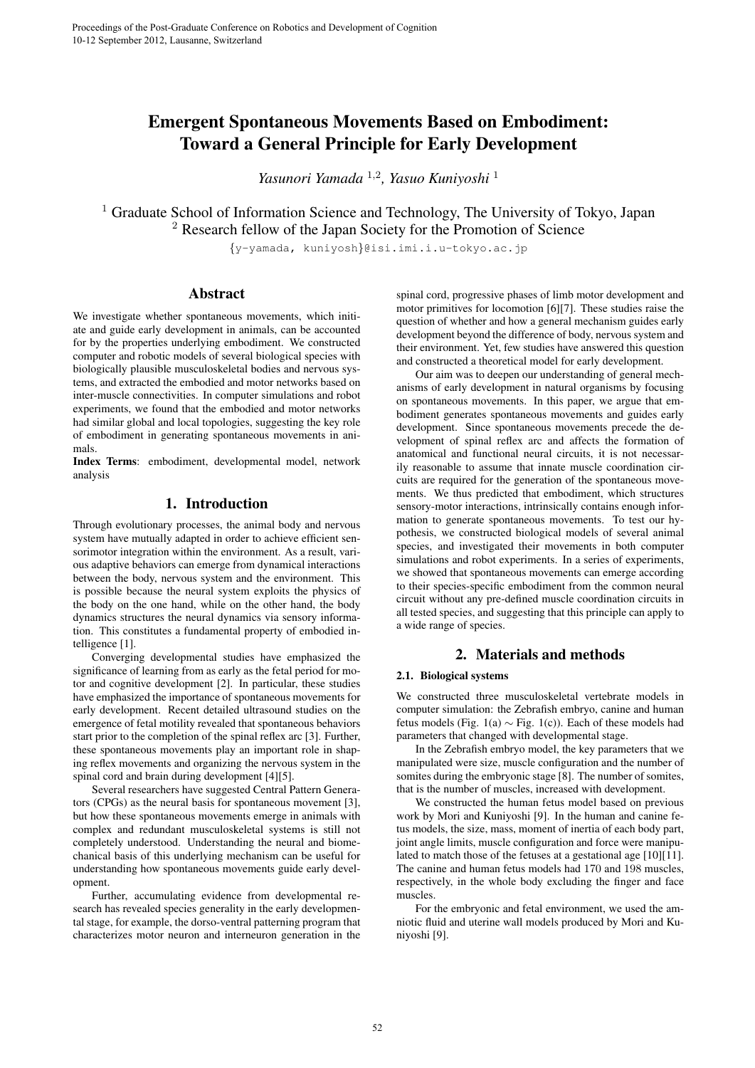# Emergent Spontaneous Movements Based on Embodiment: Toward a General Principle for Early Development

*Yasunori Yamada* [1,2], *Yasuo Kuniyoshi* [1]

[1] Graduate School of Information Science and Technology, The University of Tokyo, Japan
[2] Research fellow of the Japan Society for the Promotion of Science

{y-yamada, kuniyoshi}@isi.imi.i.u-tokyo.ac.jp

## Abstract

We investigate whether spontaneous movements, which initiate and guide early development in animals, can be accounted for by the properties underlying embodiment. We constructed computer and robotic models of several biological species with biologically plausible musculoskeletal bodies and nervous systems, and extracted the embodied and motor networks based on inter-muscle connectivities. In computer simulations and robot experiments, we found that the embodied and motor networks had similar global and local topologies, suggesting the key role of embodiment in generating spontaneous movements in animals.

**Index Terms**: embodiment, developmental model, network analysis

## 1. Introduction

Through evolutionary processes, the animal body and nervous system have mutually adapted in order to achieve efficient sensorimotor integration within the environment. As a result, various adaptive behaviors can emerge from dynamical interactions between the body, nervous system and the environment. This is possible because the neural system exploits the physics of the body on the one hand, while on the other hand, the body dynamics structures the neural dynamics via sensory information. This constitutes a fundamental property of embodied intelligence [1].

Converging developmental studies have emphasized the significance of learning from as early as the fetal period for motor and cognitive development [2]. In particular, these studies have emphasized the importance of spontaneous movements for early development. Recent detailed ultrasound studies on the emergence of fetal motility revealed that spontaneous behaviors start prior to the completion of the spinal reflex arc [3]. Further, these spontaneous movements play an important role in shaping reflex movements and organizing the nervous system in the spinal cord and brain during development [4][5].

Several researchers have suggested Central Pattern Generators (CPGs) as the neural basis for spontaneous movement [3], but how these spontaneous movements emerge in animals with complex and redundant musculoskeletal systems is still not completely understood. Understanding the neural and biomechanical basis of this underlying mechanism can be useful for understanding how spontaneous movements guide early development.

Further, accumulating evidence from developmental research has revealed species generality in the early developmental stage, for example, the dorso-ventral patterning program that characterizes motor neuron and interneuron generation in the spinal cord, progressive phases of limb motor development and motor primitives for locomotion [6][7]. These studies raise the question of whether and how a general mechanism guides early development beyond the difference of body, nervous system and their environment. Yet, few studies have answered this question and constructed a theoretical model for early development.

Our aim was to deepen our understanding of general mechanisms of early development in natural organisms by focusing on spontaneous movements. In this paper, we argue that embodiment generates spontaneous movements and guides early development. Since spontaneous movements precede the development of spinal reflex arc and affects the formation of anatomical and functional neural circuits, it is not necessarily reasonable to assume that innate muscle coordination circuits are required for the generation of the spontaneous movements. We thus predicted that embodiment, which structures sensory-motor interactions, intrinsically contains enough information to generate spontaneous movements. To test our hypothesis, we constructed biological models of several animal species, and investigated their movements in both computer simulations and robot experiments. In a series of experiments, we showed that spontaneous movements can emerge according to their species-specific embodiment from the common neural circuit without any pre-defined muscle coordination circuits in all tested species, and suggesting that this principle can apply to a wide range of species.

## 2. Materials and methods

### 2.1. Biological systems

We constructed three musculoskeletal vertebrate models in computer simulation: the Zebrafish embryo, canine and human fetus models (Fig. 1(a) $\sim$ Fig. 1(c)). Each of these models had parameters that changed with developmental stage.

In the Zebrafish embryo model, the key parameters that we manipulated were size, muscle configuration and the number of somites during the embryonic stage [8]. The number of somites, that is the number of muscles, increased with development.

We constructed the human fetus model based on previous work by Mori and Kuniyoshi [9]. In the human and canine fetus models, the size, mass, moment of inertia of each body part, joint angle limits, muscle configuration and force were manipulated to match those of the fetuses at a gestational age [10][11]. The canine and human fetus models had 170 and 198 muscles, respectively, in the whole body excluding the finger and face muscles.

For the embryonic and fetal environment, we used the amniotic fluid and uterine wall models produced by Mori and Kuniyoshi [9].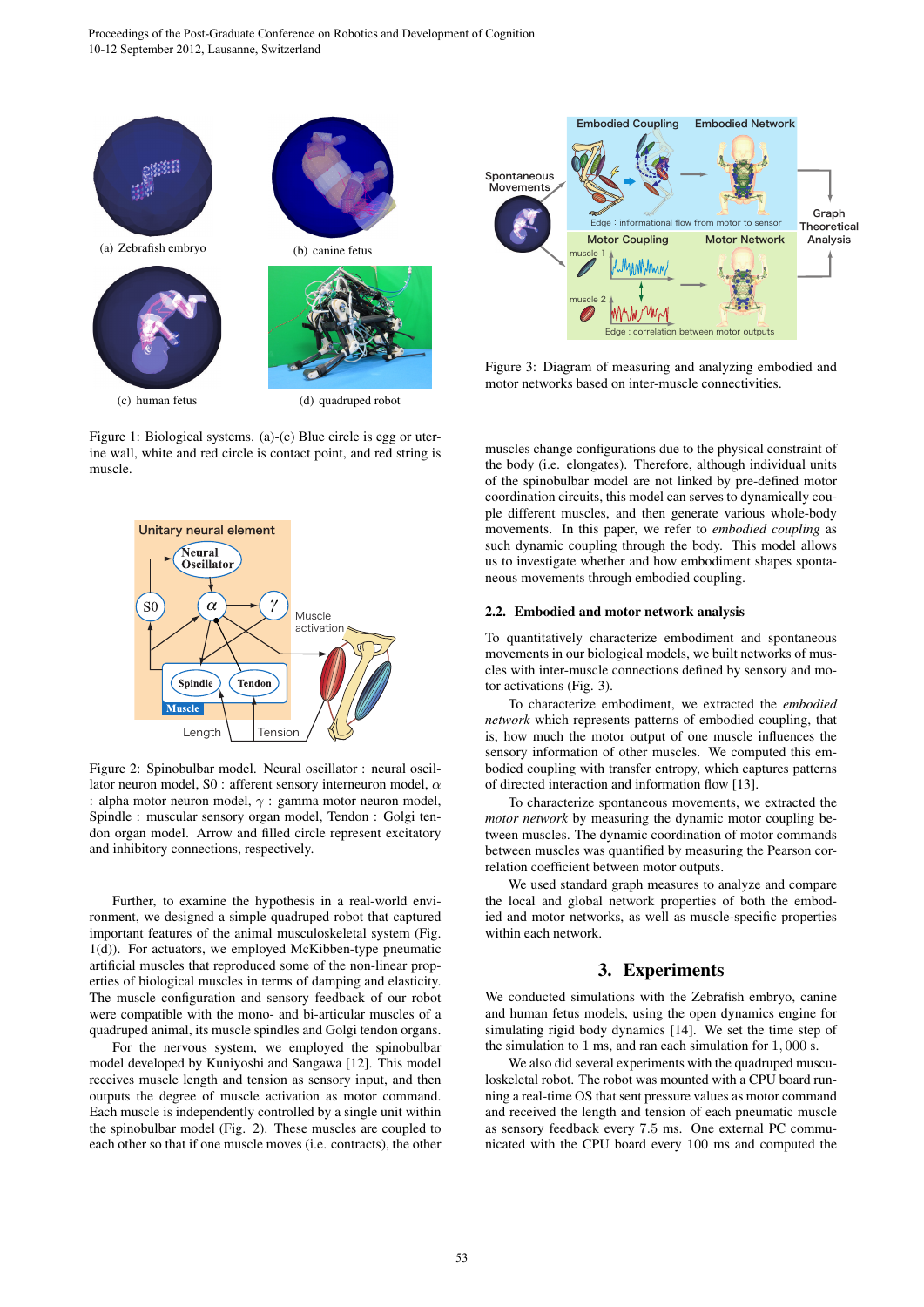(a) Zebrafish embryo

(b) canine fetus

(c) human fetus

(d) quadruped robot

Figure 1: Biological systems. (a)-(c) Blue circle is egg or uterine wall, white and red circle is contact point, and red string is muscle.

Figure 2: Spinobulbar model. Neural oscillator : neural oscillator neuron model, S0 : afferent sensory interneuron model, $\alpha$ : alpha motor neuron model, $\gamma$ : gamma motor neuron model, Spindle : muscular sensory organ model, Tendon : Golgi tendon organ model. Arrow and filled circle represent excitatory and inhibitory connections, respectively.

Further, to examine the hypothesis in a real-world environment, we designed a simple quadruped robot that captured important features of the animal musculoskeletal system (Fig. 1(d)). For actuators, we employed McKibben-type pneumatic artificial muscles that reproduced some of the non-linear properties of biological muscles in terms of damping and elasticity. The muscle configuration and sensory feedback of our robot were compatible with the mono- and bi-articular muscles of a quadruped animal, its muscle spindles and Golgi tendon organs.

For the nervous system, we employed the spinobulbar model developed by Kuniyoshi and Sangawa [12]. This model receives muscle length and tension as sensory input, and then outputs the degree of muscle activation as motor command. Each muscle is independently controlled by a single unit within the spinobulbar model (Fig. 2). These muscles are coupled to each other so that if one muscle moves (i.e. contracts), the other muscles change configurations due to the physical constraint of the body (i.e. elongates). Therefore, although individual units of the spinobulbar model are not linked by pre-defined motor coordination circuits, this model can serves to dynamically couple different muscles, and then generate various whole-body movements. In this paper, we refer to *embodied coupling* as such dynamic coupling through the body. This model allows us to investigate whether and how embodiment shapes spontaneous movements through embodied coupling.

Figure 3: Diagram of measuring and analyzing embodied and motor networks based on inter-muscle connectivities.

### 2.2. Embodied and motor network analysis

To quantitatively characterize embodiment and spontaneous movements in our biological models, we built networks of muscles with inter-muscle connections defined by sensory and motor activations (Fig. 3).

To characterize embodiment, we extracted the *embodied network* which represents patterns of embodied coupling, that is, how much the motor output of one muscle influences the sensory information of other muscles. We computed this embodied coupling with transfer entropy, which captures patterns of directed interaction and information flow [13].

To characterize spontaneous movements, we extracted the *motor network* by measuring the dynamic motor coupling between muscles. The dynamic coordination of motor commands between muscles was quantified by measuring the Pearson correlation coefficient between motor outputs.

We used standard graph measures to analyze and compare the local and global network properties of both the embodied and motor networks, as well as muscle-specific properties within each network.

## 3. Experiments

We conducted simulations with the Zebrafish embryo, canine and human fetus models, using the open dynamics engine for simulating rigid body dynamics [14]. We set the time step of the simulation to 1 ms, and ran each simulation for $1,000$ s.

We also did several experiments with the quadruped musculoskeletal robot. The robot was mounted with a CPU board running a real-time OS that sent pressure values as motor command and received the length and tension of each pneumatic muscle as sensory feedback every 7.5 ms. One external PC communicated with the CPU board every 100 ms and computed the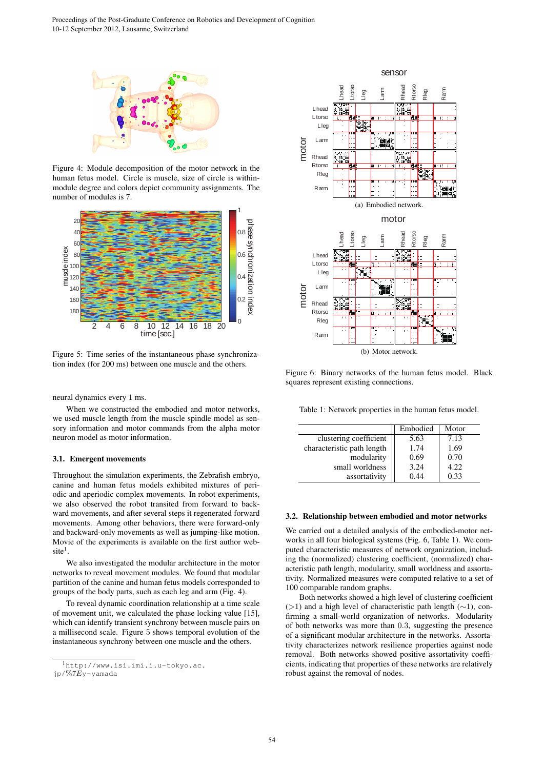Figure 4: Module decomposition of the motor network in the human fetus model. Circle is muscle, size of circle is within-module degree and colors depict community assignments. The number of modules is 7.

Figure 5: Time series of the instantaneous phase synchronization index (for 200 ms) between one muscle and the others.

neural dynamics every 1 ms.

When we constructed the embodied and motor networks, we used muscle length from the muscle spindle model as sensory information and motor commands from the alpha motor neuron model as motor information.

### 3.1. Emergent movements

Throughout the simulation experiments, the Zebrafish embryo, canine and human fetus models exhibited mixtures of periodic and aperiodic complex movements. In robot experiments, we also observed the robot transited from forward to backward movements, and after several steps it regenerated forward movements. Among other behaviors, there were forward-only and backward-only movements as well as jumping-like motion. Movie of the experiments is available on the first author website[1].

We also investigated the modular architecture in the motor networks to reveal movement modules. We found that modular partition of the canine and human fetus models corresponded to groups of the body parts, such as each leg and arm (Fig. 4).

To reveal dynamic coordination relationship at a time scale of movement unit, we calculated the phase locking value [15], which can identify transient synchrony between muscle pairs on a millisecond scale. Figure 5 shows temporal evolution of the instantaneous synchrony between one muscle and the others.

[1] http://www.isi.imi.i.u-tokyo.ac.jp/%7Ey-yamada

(a) Embodied network.

(b) Motor network.

Figure 6: Binary networks of the human fetus model. Black squares represent existing connections.

Table 1: Network properties in the human fetus model.

| | Embodied | Motor |
|---|---|---|
| clustering coefficient | 5.63 | 7.13 |
| characteristic path length | 1.74 | 1.69 |
| modularity | 0.69 | 0.70 |
| small worldness | 3.24 | 4.22 |
| assortativity | 0.44 | 0.33 |

### 3.2. Relationship between embodied and motor networks

We carried out a detailed analysis of the embodied-motor networks in all four biological systems (Fig. 6, Table 1). We computed characteristic measures of network organization, including the (normalized) clustering coefficient, (normalized) characteristic path length, modularity, small worldness and assortativity. Normalized measures were computed relative to a set of 100 comparable random graphs.

Both networks showed a high level of clustering coefficient ($>1$) and a high level of characteristic path length ($\sim 1$), confirming a small-world organization of networks. Modularity of both networks was more than $0.3$, suggesting the presence of a significant modular architecture in the networks. Assortativity characterizes network resilience properties against node removal. Both networks showed positive assortativity coefficients, indicating that properties of these networks are relatively robust against the removal of nodes.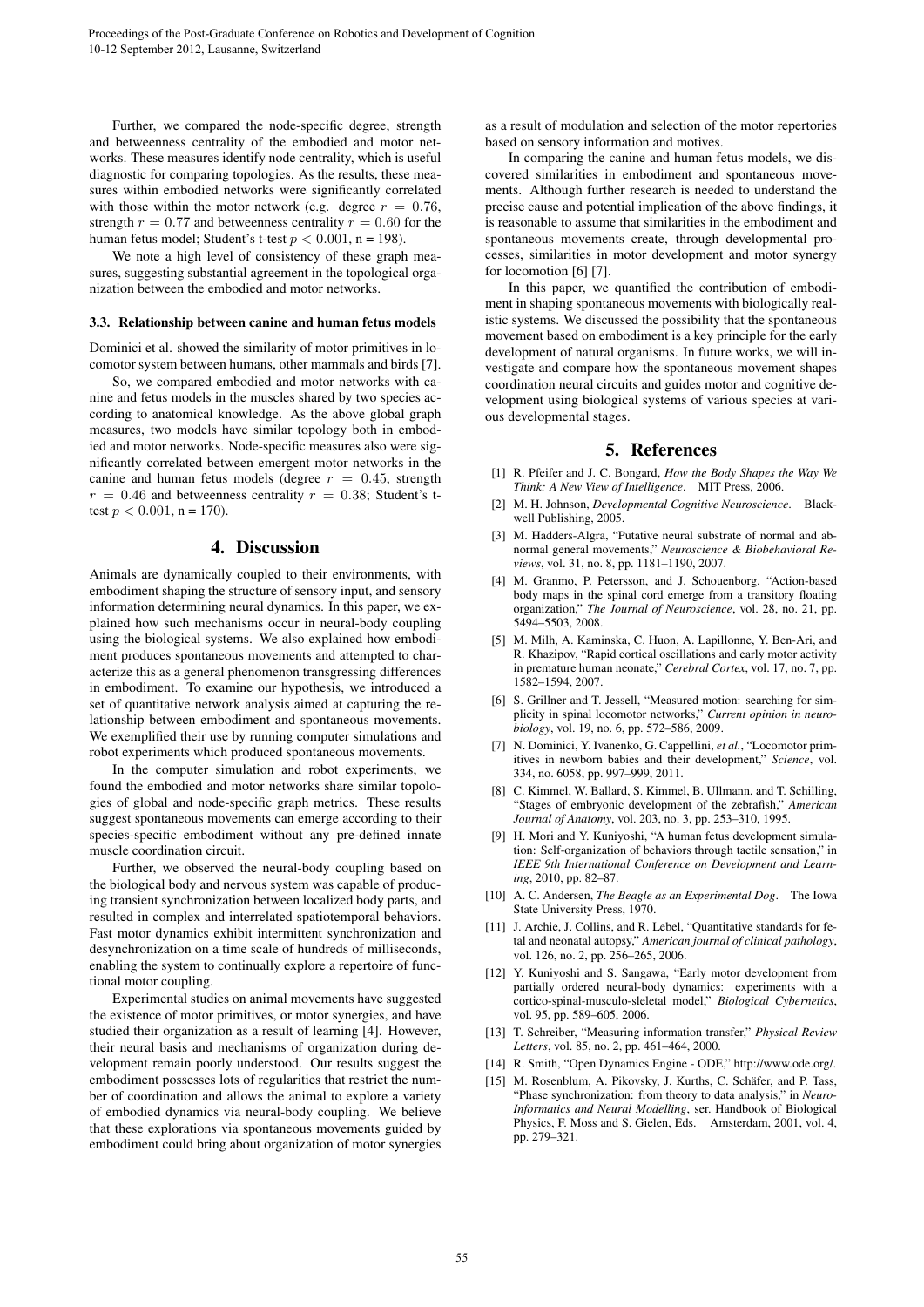Further, we compared the node-specific degree, strength and betweenness centrality of the embodied and motor networks. These measures identify node centrality, which is useful diagnostic for comparing topologies. As the results, these measures within embodied networks were significantly correlated with those within the motor network (e.g. degree $r = 0.76$, strength $r = 0.77$ and betweenness centrality $r = 0.60$ for the human fetus model; Student's t-test $p < 0.001$, n = 198).

We note a high level of consistency of these graph measures, suggesting substantial agreement in the topological organization between the embodied and motor networks.

### 3.3. Relationship between canine and human fetus models

Dominici et al. showed the similarity of motor primitives in locomotor system between humans, other mammals and birds [7].

So, we compared embodied and motor networks with canine and fetus models in the muscles shared by two species according to anatomical knowledge. As the above global graph measures, two models have similar topology both in embodied and motor networks. Node-specific measures also were significantly correlated between emergent motor networks in the canine and human fetus models (degree $r = 0.45$, strength $r = 0.46$ and betweenness centrality $r = 0.38$; Student's t-test $p < 0.001$, n = 170).

## 4. Discussion

Animals are dynamically coupled to their environments, with embodiment shaping the structure of sensory input, and sensory information determining neural dynamics. In this paper, we explained how such mechanisms occur in neural-body coupling using the biological systems. We also explained how embodiment produces spontaneous movements and attempted to characterize this as a general phenomenon transgressing differences in embodiment. To examine our hypothesis, we introduced a set of quantitative network analysis aimed at capturing the relationship between embodiment and spontaneous movements. We exemplified their use by running computer simulations and robot experiments which produced spontaneous movements.

In the computer simulation and robot experiments, we found the embodied and motor networks share similar topologies of global and node-specific graph metrics. These results suggest spontaneous movements can emerge according to their species-specific embodiment without any pre-defined innate muscle coordination circuit.

Further, we observed the neural-body coupling based on the biological body and nervous system was capable of producing transient synchronization between localized body parts, and resulted in complex and interrelated spatiotemporal behaviors. Fast motor dynamics exhibit intermittent synchronization and desynchronization on a time scale of hundreds of milliseconds, enabling the system to continually explore a repertoire of functional motor coupling.

Experimental studies on animal movements have suggested the existence of motor primitives, or motor synergies, and have studied their organization as a result of learning [4]. However, their neural basis and mechanisms of organization during development remain poorly understood. Our results suggest the embodiment possesses lots of regularities that restrict the number of coordination and allows the animal to explore a variety of embodied dynamics via neural-body coupling. We believe that these explorations via spontaneous movements guided by embodiment could bring about organization of motor synergies as a result of modulation and selection of the motor repertories based on sensory information and motives.

In comparing the canine and human fetus models, we discovered similarities in embodiment and spontaneous movements. Although further research is needed to understand the precise cause and potential implication of the above findings, it is reasonable to assume that similarities in the embodiment and spontaneous movements create, through developmental processes, similarities in motor development and motor synergy for locomotion [6] [7].

In this paper, we quantified the contribution of embodiment in shaping spontaneous movements with biologically realistic systems. We discussed the possibility that the spontaneous movement based on embodiment is a key principle for the early development of natural organisms. In future works, we will investigate and compare how the spontaneous movement shapes coordination neural circuits and guides motor and cognitive development using biological systems of various species at various developmental stages.

## 5. References

[1] R. Pfeifer and J. C. Bongard, *How the Body Shapes the Way We Think: A New View of Intelligence*. MIT Press, 2006.

[2] M. H. Johnson, *Developmental Cognitive Neuroscience*. Blackwell Publishing, 2005.

[3] M. Hadders-Algra, "Putative neural substrate of normal and abnormal general movements," *Neuroscience & Biobehavioral Reviews*, vol. 31, no. 8, pp. 1181–1190, 2007.

[4] M. Granmo, P. Petersson, and J. Schouenborg, "Action-based body maps in the spinal cord emerge from a transitory floating organization," *The Journal of Neuroscience*, vol. 28, no. 21, pp. 5494–5503, 2008.

[5] M. Milh, A. Kaminska, C. Huon, A. Lapillonne, Y. Ben-Ari, and R. Khazipov, "Rapid cortical oscillations and early motor activity in premature human neonate," *Cerebral Cortex*, vol. 17, no. 7, pp. 1582–1594, 2007.

[6] S. Grillner and T. Jessell, "Measured motion: searching for simplicity in spinal locomotor networks," *Current opinion in neurobiology*, vol. 19, no. 6, pp. 572–586, 2009.

[7] N. Dominici, Y. Ivanenko, G. Cappellini, *et al.*, "Locomotor primitives in newborn babies and their development," *Science*, vol. 334, no. 6058, pp. 997–999, 2011.

[8] C. Kimmel, W. Ballard, S. Kimmel, B. Ullmann, and T. Schilling, "Stages of embryonic development of the zebrafish," *American Journal of Anatomy*, vol. 203, no. 3, pp. 253–310, 1995.

[9] H. Mori and Y. Kuniyoshi, "A human fetus development simulation: Self-organization of behaviors through tactile sensation," in *IEEE 9th International Conference on Development and Learning*, 2010, pp. 82–87.

[10] A. C. Andersen, *The Beagle as an Experimental Dog*. The Iowa State University Press, 1970.

[11] J. Archie, J. Collins, and R. Lebel, "Quantitative standards for fetal and neonatal autopsy," *American journal of clinical pathology*, vol. 126, no. 2, pp. 256–265, 2006.

[12] Y. Kuniyoshi and S. Sangawa, "Early motor development from partially ordered neural-body dynamics: experiments with a cortico-spinal-musculo-sleletal model," *Biological Cybernetics*, vol. 95, pp. 589–605, 2006.

[13] T. Schreiber, "Measuring information transfer," *Physical Review Letters*, vol. 85, no. 2, pp. 461–464, 2000.

[14] R. Smith, "Open Dynamics Engine - ODE," http://www.ode.org/.

[15] M. Rosenblum, A. Pikovsky, J. Kurths, C. Schäfer, and P. Tass, "Phase synchronization: from theory to data analysis," in *Neuro-Informatics and Neural Modelling*, ser. Handbook of Biological Physics, F. Moss and S. Gielen, Eds. Amsterdam, 2001, vol. 4, pp. 279–321.